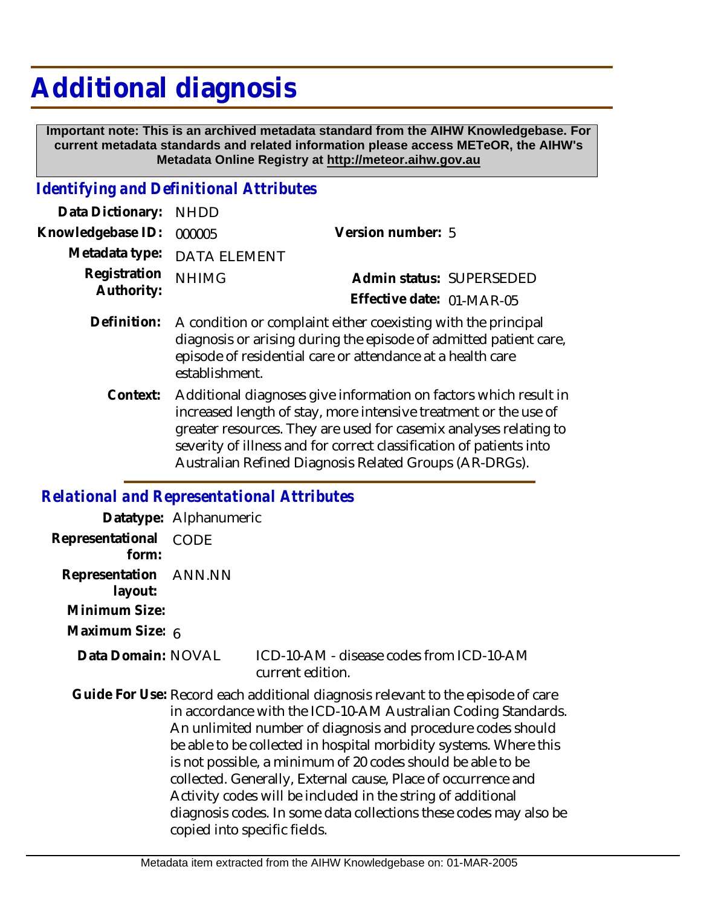# Additional diagnosis

**Important note: This is an archived metadata standard from the AIHW Knowledgebase. For current metadata standards and related information please access METeOR, the AIHW's Metadata Online Registry at http://meteor.aihw.gov.au**

## *Identifying and Definitional Attributes*

**Data Dictionary:** NHDD

**Knowledgebase ID:** 000005

**Version number:** 5

**Metadata type:** DATA ELEMENT

**Registration Authority:** NHIMG

**Admin status:** SUPERSEDED

**Effective date:** 01-MAR-05

**Definition:** A condition or complaint either coexisting with the principal diagnosis or arising during the episode of admitted patient care, episode of residential care or attendance at a health care establishment.

**Context:** Additional diagnoses give information on factors which result in increased length of stay, more intensive treatment or the use of greater resources. They are used for casemix analyses relating to severity of illness and for correct classification of patients into Australian Refined Diagnosis Related Groups (AR-DRGs).

## *Relational and Representational Attributes*

**Datatype:** Alphanumeric

**Representational form:** CODE

**Representation layout:** ANN.NN

**Minimum Size:**

**Maximum Size:** 6

**Data Domain:** NOVAL ICD-10-AM - disease codes from ICD-10-AM current edition.

**Guide For Use:** Record each additional diagnosis relevant to the episode of care in accordance with the ICD-10-AM Australian Coding Standards. An unlimited number of diagnosis and procedure codes should be able to be collected in hospital morbidity systems. Where this is not possible, a minimum of 20 codes should be able to be collected. Generally, External cause, Place of occurrence and Activity codes will be included in the string of additional diagnosis codes. In some data collections these codes may also be copied into specific fields.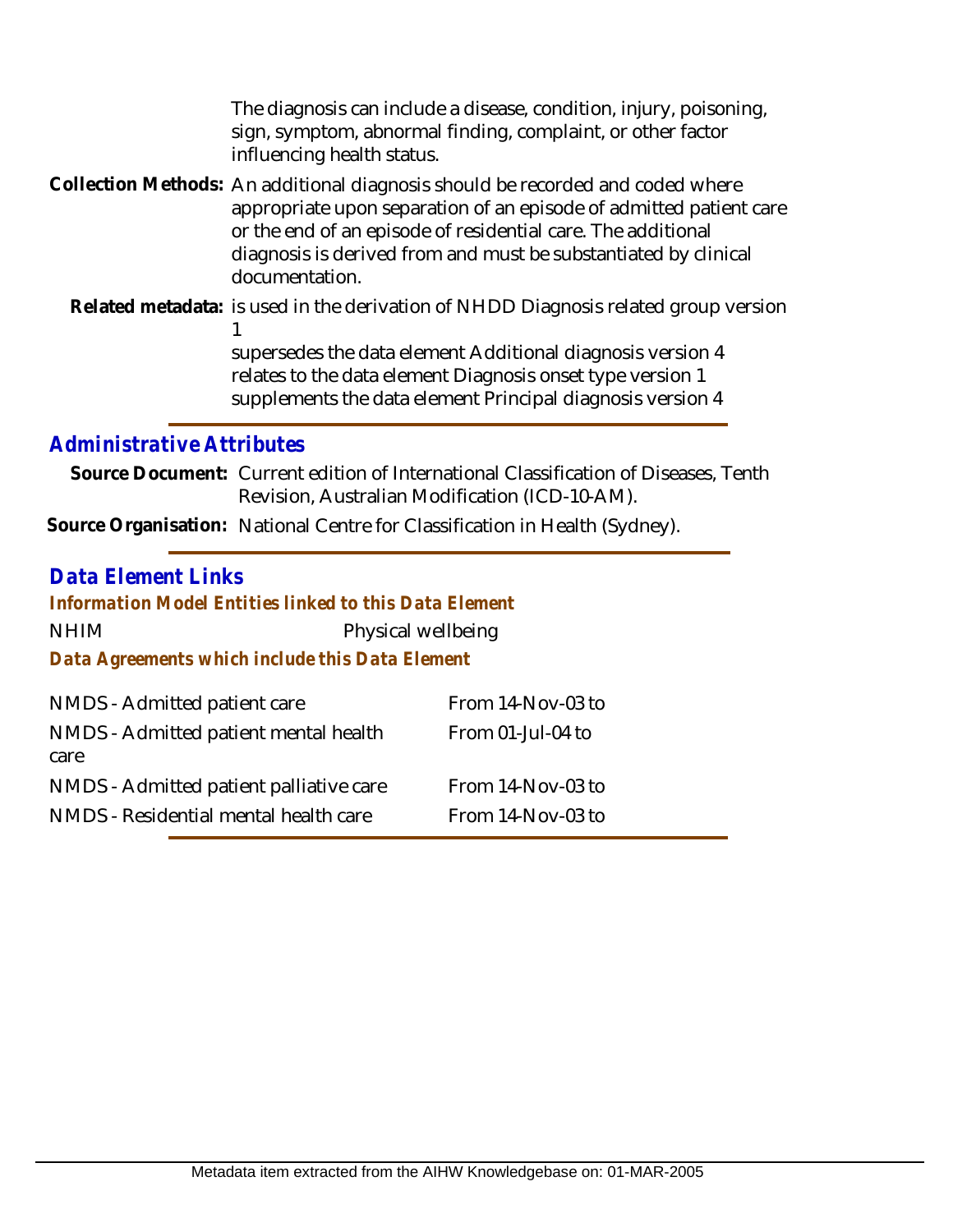The diagnosis can include a disease, condition, injury, poisoning, sign, symptom, abnormal finding, complaint, or other factor influencing health status.

**Collection Methods:** An additional diagnosis should be recorded and coded where appropriate upon separation of an episode of admitted patient care or the end of an episode of residential care. The additional diagnosis is derived from and must be substantiated by clinical documentation.

**Related metadata:** is used in the derivation of NHDD Diagnosis related group version 1
supersedes the data element Additional diagnosis version 4
relates to the data element Diagnosis onset type version 1
supplements the data element Principal diagnosis version 4

## Administrative Attributes

**Source Document:** Current edition of International Classification of Diseases, Tenth Revision, Australian Modification (ICD-10-AM).

**Source Organisation:** National Centre for Classification in Health (Sydney).

## Data Element Links

### Information Model Entities linked to this Data Element

| | |
|---|---|
| NHIM | Physical wellbeing |

### Data Agreements which include this Data Element

| | |
|---|---|
| NMDS - Admitted patient care | From 14-Nov-03 to |
| NMDS - Admitted patient mental health care | From 01-Jul-04 to |
| NMDS - Admitted patient palliative care | From 14-Nov-03 to |
| NMDS - Residential mental health care | From 14-Nov-03 to |

Metadata item extracted from the AIHW Knowledgebase on: 01-MAR-2005